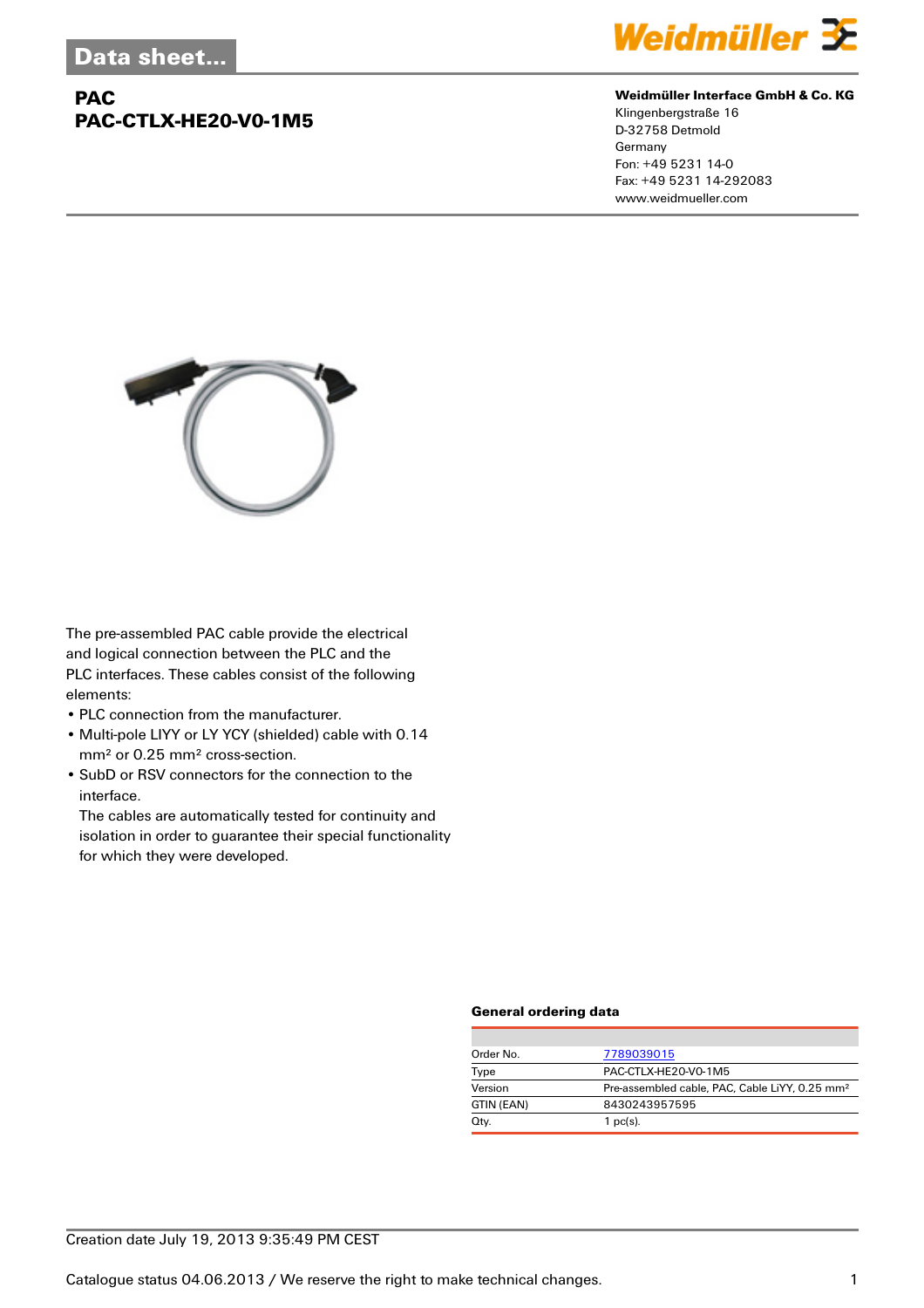Data sheet...

# PAC
## PAC-CTLX-HE20-V0-1M5

**Weidmüller Interface GmbH & Co. KG**
Klingenbergstraße 16
D-32758 Detmold
Germany
Fon: +49 5231 14-0
Fax: +49 5231 14-292083
www.weidmueller.com

The pre-assembled PAC cable provide the electrical and logical connection between the PLC and the PLC interfaces. These cables consist of the following elements:

- PLC connection from the manufacturer.
- Multi-pole LIYY or LY YCY (shielded) cable with 0.14 mm² or 0.25 mm² cross-section.
- SubD or RSV connectors for the connection to the interface.
  The cables are automatically tested for continuity and isolation in order to guarantee their special functionality for which they were developed.

### General ordering data

| | |
|---|---|
| Order No. | 7789039015 |
| Type | PAC-CTLX-HE20-V0-1M5 |
| Version | Pre-assembled cable, PAC, Cable LiYY, 0.25 mm² |
| GTIN (EAN) | 8430243957595 |
| Qty. | 1 pc(s). |

Creation date July 19, 2013 9:35:49 PM CEST

Catalogue status 04.06.2013 / We reserve the right to make technical changes.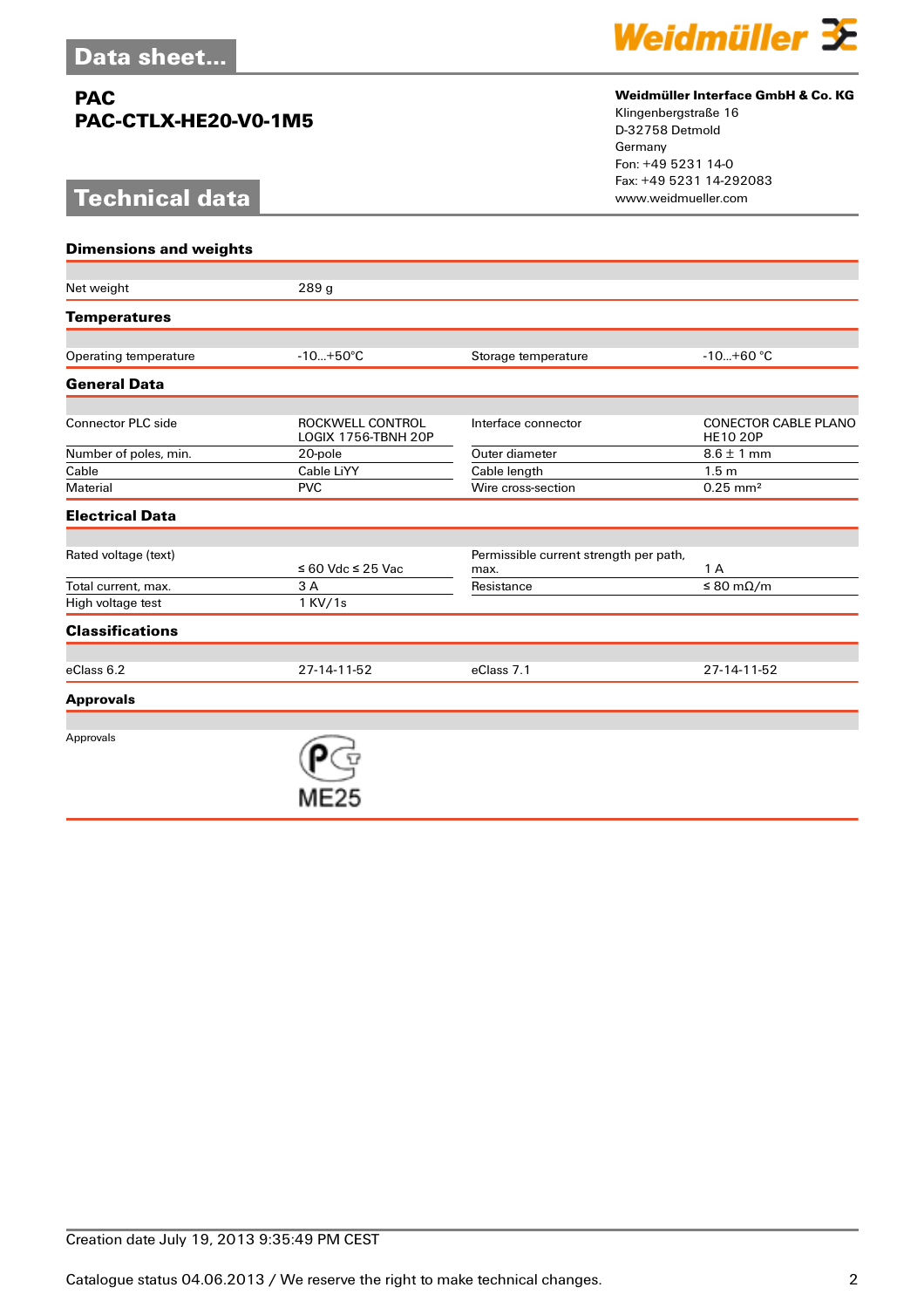# Data sheet...

## PAC
## PAC-CTLX-HE20-V0-1M5

**Weidmüller Interface GmbH & Co. KG**
Klingenbergstraße 16
D-32758 Detmold
Germany
Fon: +49 5231 14-0
Fax: +49 5231 14-292083
www.weidmueller.com

# Technical data

### Dimensions and weights

| | | | |
|---|---|---|---|
| Net weight | 289 g | | |

### Temperatures

| | | | |
|---|---|---|---|
| Operating temperature | -10...+50°C | Storage temperature | -10...+60 °C |

### General Data

| | | | |
|---|---|---|---|
| Connector PLC side | ROCKWELL CONTROL LOGIX 1756-TBNH 20P | Interface connector | CONECTOR CABLE PLANO HE10 20P |
| Number of poles, min. | 20-pole | Outer diameter | 8.6 ± 1 mm |
| Cable | Cable LiYY | Cable length | 1.5 m |
| Material | PVC | Wire cross-section | 0.25 mm² |

### Electrical Data

| | | | |
|---|---|---|---|
| Rated voltage (text) | ≤ 60 Vdc ≤ 25 Vac | Permissible current strength per path, max. | 1 A |
| Total current, max. | 3 A | Resistance | ≤ 80 mΩ/m |
| High voltage test | 1 KV/1s | | |

### Classifications

| | | | |
|---|---|---|---|
| eClass 6.2 | 27-14-11-52 | eClass 7.1 | 27-14-11-52 |

### Approvals

Approvals

ME25

Creation date July 19, 2013 9:35:49 PM CEST

Catalogue status 04.06.2013 / We reserve the right to make technical changes.